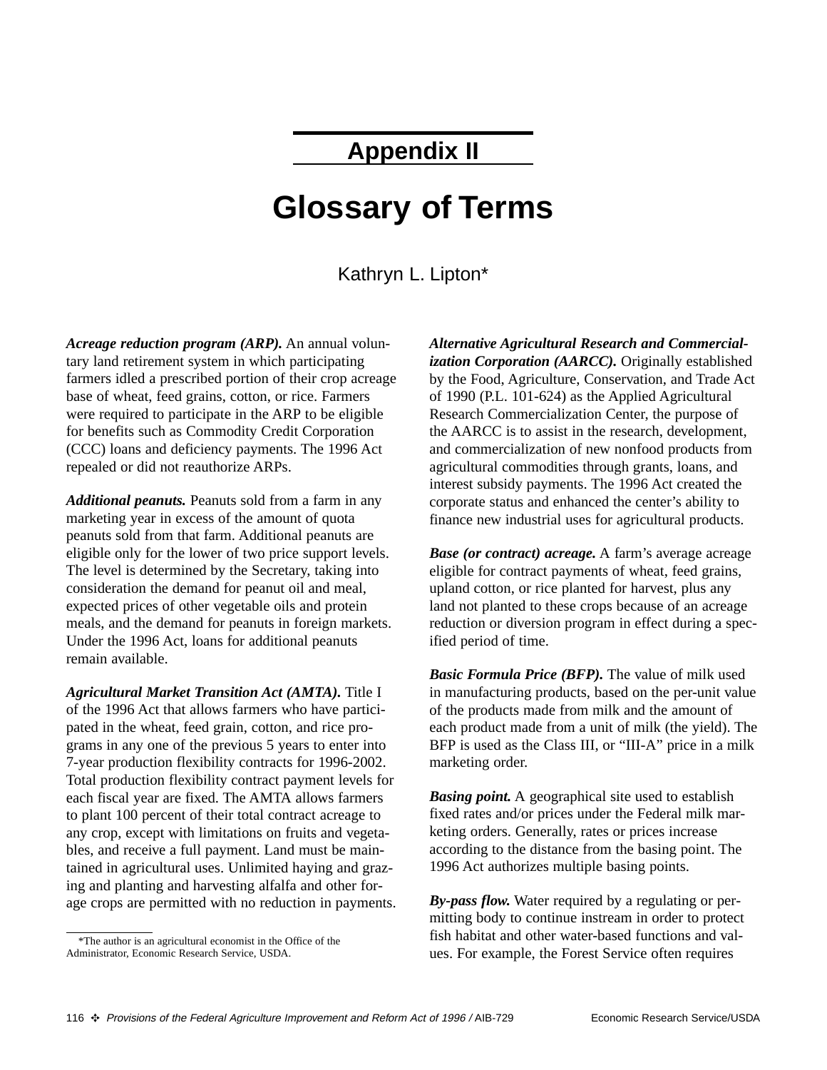# Appendix II

# Glossary of Terms

Kathryn L. Lipton*

***Acreage reduction program (ARP).*** An annual voluntary land retirement system in which participating farmers idled a prescribed portion of their crop acreage base of wheat, feed grains, cotton, or rice. Farmers were required to participate in the ARP to be eligible for benefits such as Commodity Credit Corporation (CCC) loans and deficiency payments. The 1996 Act repealed or did not reauthorize ARPs.

***Additional peanuts.*** Peanuts sold from a farm in any marketing year in excess of the amount of quota peanuts sold from that farm. Additional peanuts are eligible only for the lower of two price support levels. The level is determined by the Secretary, taking into consideration the demand for peanut oil and meal, expected prices of other vegetable oils and protein meals, and the demand for peanuts in foreign markets. Under the 1996 Act, loans for additional peanuts remain available.

***Agricultural Market Transition Act (AMTA).*** Title I of the 1996 Act that allows farmers who have participated in the wheat, feed grain, cotton, and rice programs in any one of the previous 5 years to enter into 7-year production flexibility contracts for 1996-2002. Total production flexibility contract payment levels for each fiscal year are fixed. The AMTA allows farmers to plant 100 percent of their total contract acreage to any crop, except with limitations on fruits and vegetables, and receive a full payment. Land must be maintained in agricultural uses. Unlimited haying and grazing and planting and harvesting alfalfa and other forage crops are permitted with no reduction in payments.

***Alternative Agricultural Research and Commercialization Corporation (AARCC).*** Originally established by the Food, Agriculture, Conservation, and Trade Act of 1990 (P.L. 101-624) as the Applied Agricultural Research Commercialization Center, the purpose of the AARCC is to assist in the research, development, and commercialization of new nonfood products from agricultural commodities through grants, loans, and interest subsidy payments. The 1996 Act created the corporate status and enhanced the center's ability to finance new industrial uses for agricultural products.

***Base (or contract) acreage.*** A farm's average acreage eligible for contract payments of wheat, feed grains, upland cotton, or rice planted for harvest, plus any land not planted to these crops because of an acreage reduction or diversion program in effect during a specified period of time.

***Basic Formula Price (BFP).*** The value of milk used in manufacturing products, based on the per-unit value of the products made from milk and the amount of each product made from a unit of milk (the yield). The BFP is used as the Class III, or "III-A" price in a milk marketing order.

***Basing point.*** A geographical site used to establish fixed rates and/or prices under the Federal milk marketing orders. Generally, rates or prices increase according to the distance from the basing point. The 1996 Act authorizes multiple basing points.

***By-pass flow.*** Water required by a regulating or permitting body to continue instream in order to protect fish habitat and other water-based functions and values. For example, the Forest Service often requires

*The author is an agricultural economist in the Office of the Administrator, Economic Research Service, USDA.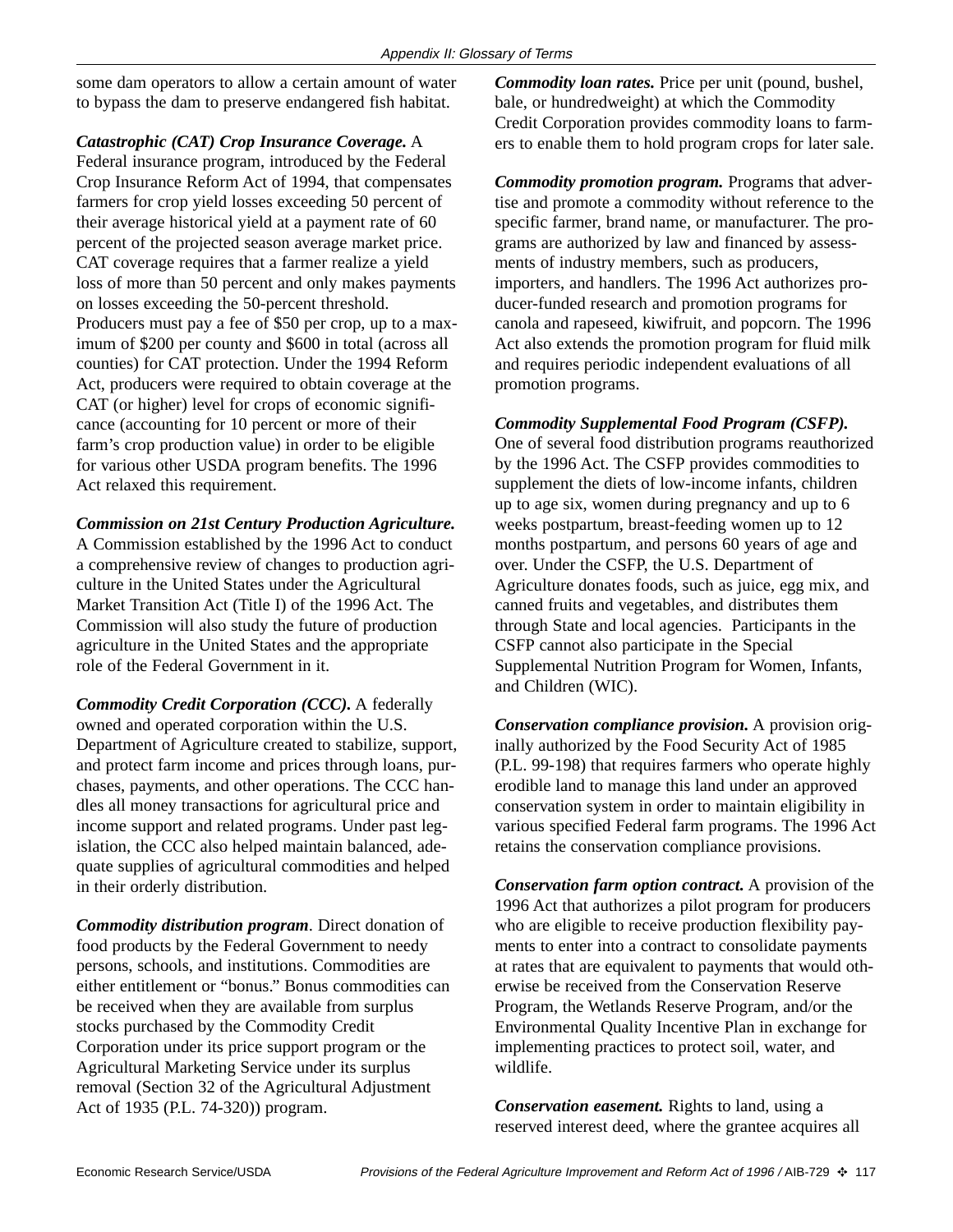some dam operators to allow a certain amount of water to bypass the dam to preserve endangered fish habitat.

***Catastrophic (CAT) Crop Insurance Coverage.*** A Federal insurance program, introduced by the Federal Crop Insurance Reform Act of 1994, that compensates farmers for crop yield losses exceeding 50 percent of their average historical yield at a payment rate of 60 percent of the projected season average market price. CAT coverage requires that a farmer realize a yield loss of more than 50 percent and only makes payments on losses exceeding the 50-percent threshold. Producers must pay a fee of $50 per crop, up to a maximum of $200 per county and $600 in total (across all counties) for CAT protection. Under the 1994 Reform Act, producers were required to obtain coverage at the CAT (or higher) level for crops of economic significance (accounting for 10 percent or more of their farm's crop production value) in order to be eligible for various other USDA program benefits. The 1996 Act relaxed this requirement.

***Commission on 21st Century Production Agriculture.*** A Commission established by the 1996 Act to conduct a comprehensive review of changes to production agriculture in the United States under the Agricultural Market Transition Act (Title I) of the 1996 Act. The Commission will also study the future of production agriculture in the United States and the appropriate role of the Federal Government in it.

***Commodity Credit Corporation (CCC).*** A federally owned and operated corporation within the U.S. Department of Agriculture created to stabilize, support, and protect farm income and prices through loans, purchases, payments, and other operations. The CCC handles all money transactions for agricultural price and income support and related programs. Under past legislation, the CCC also helped maintain balanced, adequate supplies of agricultural commodities and helped in their orderly distribution.

***Commodity distribution program***. Direct donation of food products by the Federal Government to needy persons, schools, and institutions. Commodities are either entitlement or "bonus." Bonus commodities can be received when they are available from surplus stocks purchased by the Commodity Credit Corporation under its price support program or the Agricultural Marketing Service under its surplus removal (Section 32 of the Agricultural Adjustment Act of 1935 (P.L. 74-320)) program.

***Commodity loan rates.*** Price per unit (pound, bushel, bale, or hundredweight) at which the Commodity Credit Corporation provides commodity loans to farmers to enable them to hold program crops for later sale.

***Commodity promotion program.*** Programs that advertise and promote a commodity without reference to the specific farmer, brand name, or manufacturer. The programs are authorized by law and financed by assessments of industry members, such as producers, importers, and handlers. The 1996 Act authorizes producer-funded research and promotion programs for canola and rapeseed, kiwifruit, and popcorn. The 1996 Act also extends the promotion program for fluid milk and requires periodic independent evaluations of all promotion programs.

***Commodity Supplemental Food Program (CSFP).*** One of several food distribution programs reauthorized by the 1996 Act. The CSFP provides commodities to supplement the diets of low-income infants, children up to age six, women during pregnancy and up to 6 weeks postpartum, breast-feeding women up to 12 months postpartum, and persons 60 years of age and over. Under the CSFP, the U.S. Department of Agriculture donates foods, such as juice, egg mix, and canned fruits and vegetables, and distributes them through State and local agencies. Participants in the CSFP cannot also participate in the Special Supplemental Nutrition Program for Women, Infants, and Children (WIC).

***Conservation compliance provision.*** A provision originally authorized by the Food Security Act of 1985 (P.L. 99-198) that requires farmers who operate highly erodible land to manage this land under an approved conservation system in order to maintain eligibility in various specified Federal farm programs. The 1996 Act retains the conservation compliance provisions.

***Conservation farm option contract.*** A provision of the 1996 Act that authorizes a pilot program for producers who are eligible to receive production flexibility payments to enter into a contract to consolidate payments at rates that are equivalent to payments that would otherwise be received from the Conservation Reserve Program, the Wetlands Reserve Program, and/or the Environmental Quality Incentive Plan in exchange for implementing practices to protect soil, water, and wildlife.

***Conservation easement.*** Rights to land, using a reserved interest deed, where the grantee acquires all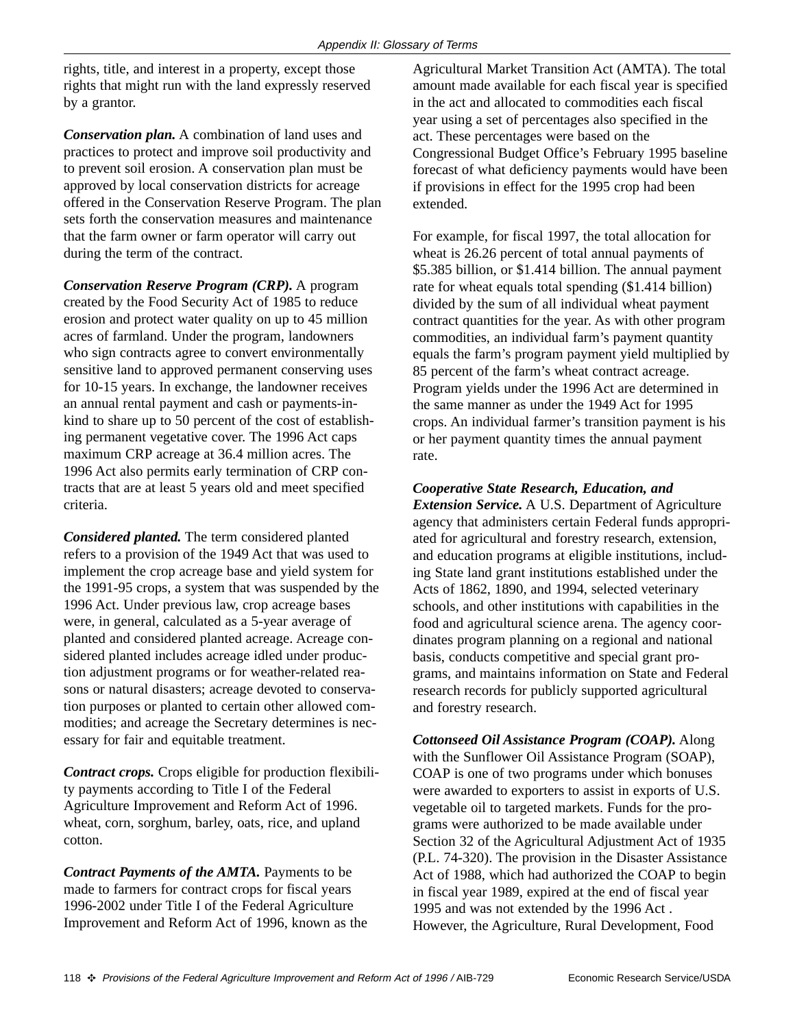rights, title, and interest in a property, except those rights that might run with the land expressly reserved by a grantor.

***Conservation plan.*** A combination of land uses and practices to protect and improve soil productivity and to prevent soil erosion. A conservation plan must be approved by local conservation districts for acreage offered in the Conservation Reserve Program. The plan sets forth the conservation measures and maintenance that the farm owner or farm operator will carry out during the term of the contract.

***Conservation Reserve Program (CRP).*** A program created by the Food Security Act of 1985 to reduce erosion and protect water quality on up to 45 million acres of farmland. Under the program, landowners who sign contracts agree to convert environmentally sensitive land to approved permanent conserving uses for 10-15 years. In exchange, the landowner receives an annual rental payment and cash or payments-in-kind to share up to 50 percent of the cost of establishing permanent vegetative cover. The 1996 Act caps maximum CRP acreage at 36.4 million acres. The 1996 Act also permits early termination of CRP contracts that are at least 5 years old and meet specified criteria.

***Considered planted.*** The term considered planted refers to a provision of the 1949 Act that was used to implement the crop acreage base and yield system for the 1991-95 crops, a system that was suspended by the 1996 Act. Under previous law, crop acreage bases were, in general, calculated as a 5-year average of planted and considered planted acreage. Acreage considered planted includes acreage idled under production adjustment programs or for weather-related reasons or natural disasters; acreage devoted to conservation purposes or planted to certain other allowed commodities; and acreage the Secretary determines is necessary for fair and equitable treatment.

***Contract crops.*** Crops eligible for production flexibility payments according to Title I of the Federal Agriculture Improvement and Reform Act of 1996. wheat, corn, sorghum, barley, oats, rice, and upland cotton.

***Contract Payments of the AMTA.*** Payments to be made to farmers for contract crops for fiscal years 1996-2002 under Title I of the Federal Agriculture Improvement and Reform Act of 1996, known as the Agricultural Market Transition Act (AMTA). The total amount made available for each fiscal year is specified in the act and allocated to commodities each fiscal year using a set of percentages also specified in the act. These percentages were based on the Congressional Budget Office's February 1995 baseline forecast of what deficiency payments would have been if provisions in effect for the 1995 crop had been extended.

For example, for fiscal 1997, the total allocation for wheat is 26.26 percent of total annual payments of $5.385 billion, or $1.414 billion. The annual payment rate for wheat equals total spending ($1.414 billion) divided by the sum of all individual wheat payment contract quantities for the year. As with other program commodities, an individual farm's payment quantity equals the farm's program payment yield multiplied by 85 percent of the farm's wheat contract acreage. Program yields under the 1996 Act are determined in the same manner as under the 1949 Act for 1995 crops. An individual farmer's transition payment is his or her payment quantity times the annual payment rate.

***Cooperative State Research, Education, and Extension Service.*** A U.S. Department of Agriculture agency that administers certain Federal funds appropriated for agricultural and forestry research, extension, and education programs at eligible institutions, including State land grant institutions established under the Acts of 1862, 1890, and 1994, selected veterinary schools, and other institutions with capabilities in the food and agricultural science arena. The agency coordinates program planning on a regional and national basis, conducts competitive and special grant programs, and maintains information on State and Federal research records for publicly supported agricultural and forestry research.

***Cottonseed Oil Assistance Program (COAP).*** Along with the Sunflower Oil Assistance Program (SOAP), COAP is one of two programs under which bonuses were awarded to exporters to assist in exports of U.S. vegetable oil to targeted markets. Funds for the programs were authorized to be made available under Section 32 of the Agricultural Adjustment Act of 1935 (P.L. 74-320). The provision in the Disaster Assistance Act of 1988, which had authorized the COAP to begin in fiscal year 1989, expired at the end of fiscal year 1995 and was not extended by the 1996 Act . However, the Agriculture, Rural Development, Food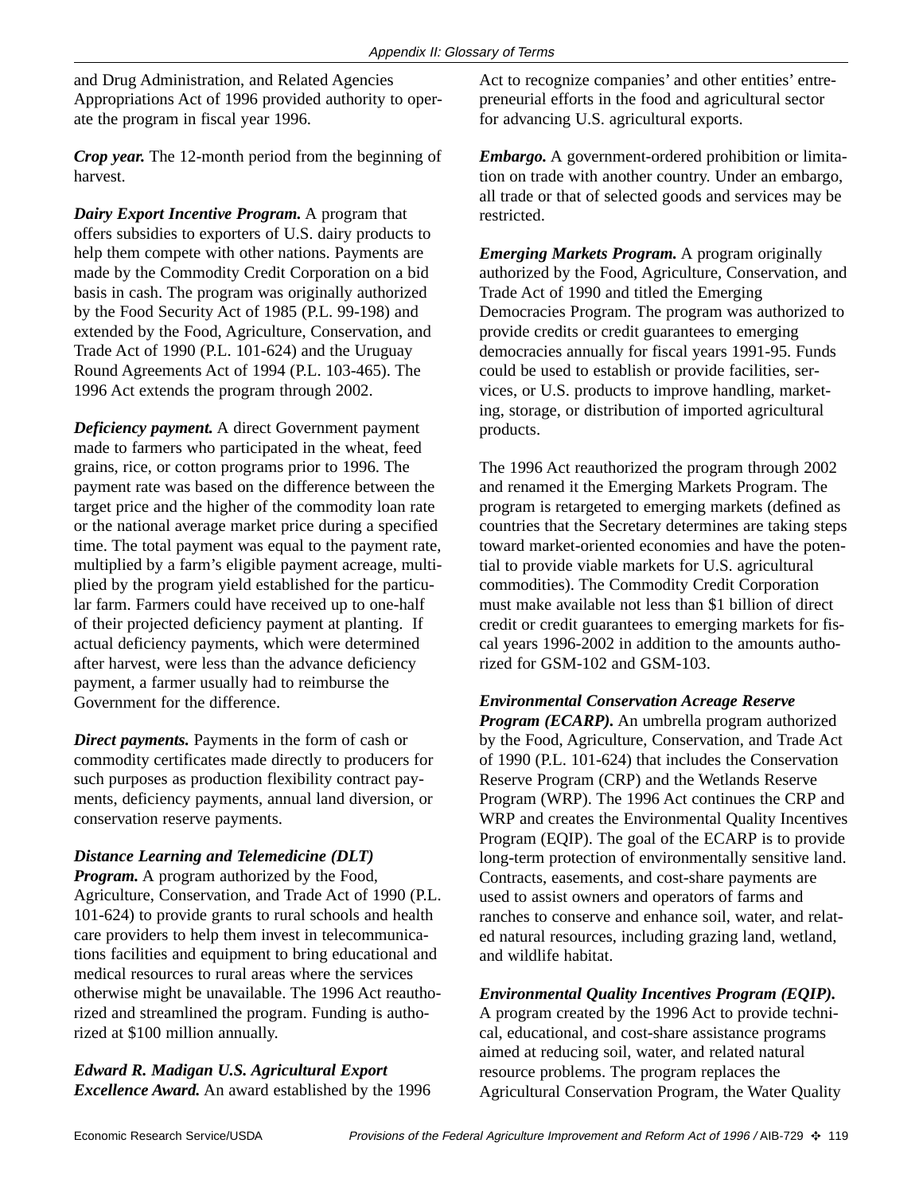and Drug Administration, and Related Agencies Appropriations Act of 1996 provided authority to operate the program in fiscal year 1996.

***Crop year.*** The 12-month period from the beginning of harvest.

***Dairy Export Incentive Program.*** A program that offers subsidies to exporters of U.S. dairy products to help them compete with other nations. Payments are made by the Commodity Credit Corporation on a bid basis in cash. The program was originally authorized by the Food Security Act of 1985 (P.L. 99-198) and extended by the Food, Agriculture, Conservation, and Trade Act of 1990 (P.L. 101-624) and the Uruguay Round Agreements Act of 1994 (P.L. 103-465). The 1996 Act extends the program through 2002.

***Deficiency payment.*** A direct Government payment made to farmers who participated in the wheat, feed grains, rice, or cotton programs prior to 1996. The payment rate was based on the difference between the target price and the higher of the commodity loan rate or the national average market price during a specified time. The total payment was equal to the payment rate, multiplied by a farm's eligible payment acreage, multiplied by the program yield established for the particular farm. Farmers could have received up to one-half of their projected deficiency payment at planting. If actual deficiency payments, which were determined after harvest, were less than the advance deficiency payment, a farmer usually had to reimburse the Government for the difference.

***Direct payments.*** Payments in the form of cash or commodity certificates made directly to producers for such purposes as production flexibility contract payments, deficiency payments, annual land diversion, or conservation reserve payments.

***Distance Learning and Telemedicine (DLT) Program.*** A program authorized by the Food, Agriculture, Conservation, and Trade Act of 1990 (P.L. 101-624) to provide grants to rural schools and health care providers to help them invest in telecommunications facilities and equipment to bring educational and medical resources to rural areas where the services otherwise might be unavailable. The 1996 Act reauthorized and streamlined the program. Funding is authorized at $100 million annually.

***Edward R. Madigan U.S. Agricultural Export Excellence Award.*** An award established by the 1996 Act to recognize companies' and other entities' entrepreneurial efforts in the food and agricultural sector for advancing U.S. agricultural exports.

***Embargo.*** A government-ordered prohibition or limitation on trade with another country. Under an embargo, all trade or that of selected goods and services may be restricted.

***Emerging Markets Program.*** A program originally authorized by the Food, Agriculture, Conservation, and Trade Act of 1990 and titled the Emerging Democracies Program. The program was authorized to provide credits or credit guarantees to emerging democracies annually for fiscal years 1991-95. Funds could be used to establish or provide facilities, services, or U.S. products to improve handling, marketing, storage, or distribution of imported agricultural products.

The 1996 Act reauthorized the program through 2002 and renamed it the Emerging Markets Program. The program is retargeted to emerging markets (defined as countries that the Secretary determines are taking steps toward market-oriented economies and have the potential to provide viable markets for U.S. agricultural commodities). The Commodity Credit Corporation must make available not less than $1 billion of direct credit or credit guarantees to emerging markets for fiscal years 1996-2002 in addition to the amounts authorized for GSM-102 and GSM-103.

***Environmental Conservation Acreage Reserve Program (ECARP).*** An umbrella program authorized by the Food, Agriculture, Conservation, and Trade Act of 1990 (P.L. 101-624) that includes the Conservation Reserve Program (CRP) and the Wetlands Reserve Program (WRP). The 1996 Act continues the CRP and WRP and creates the Environmental Quality Incentives Program (EQIP). The goal of the ECARP is to provide long-term protection of environmentally sensitive land. Contracts, easements, and cost-share payments are used to assist owners and operators of farms and ranches to conserve and enhance soil, water, and related natural resources, including grazing land, wetland, and wildlife habitat.

***Environmental Quality Incentives Program (EQIP).*** A program created by the 1996 Act to provide technical, educational, and cost-share assistance programs aimed at reducing soil, water, and related natural resource problems. The program replaces the Agricultural Conservation Program, the Water Quality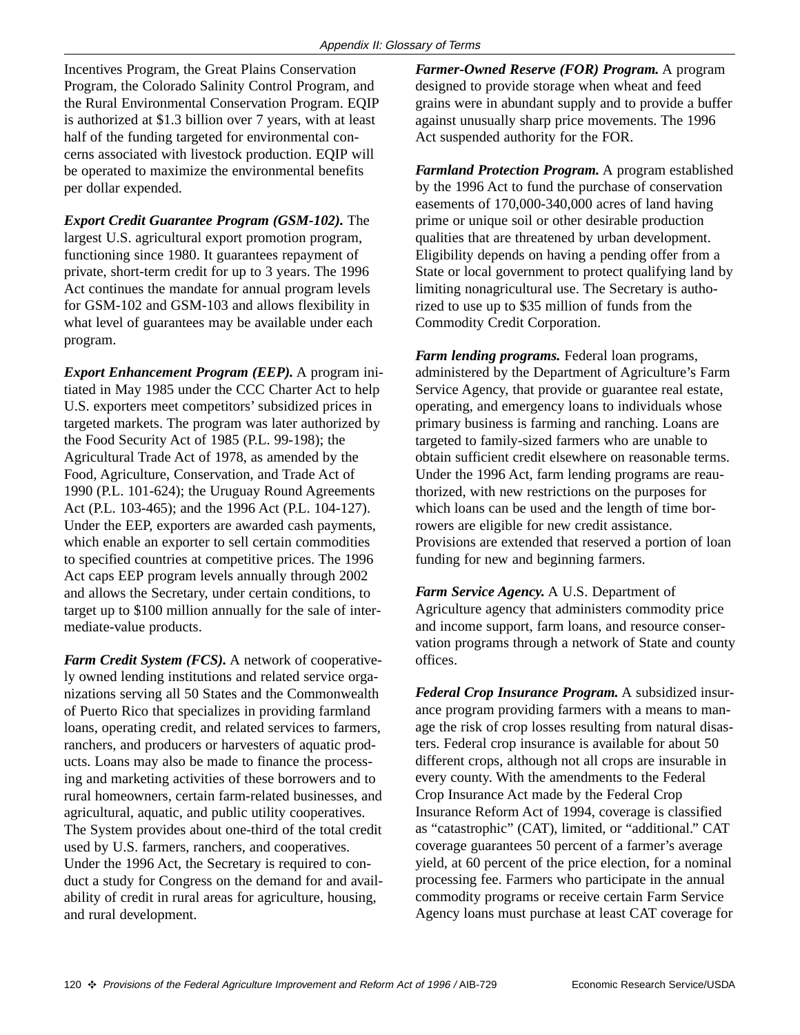Incentives Program, the Great Plains Conservation Program, the Colorado Salinity Control Program, and the Rural Environmental Conservation Program. EQIP is authorized at $1.3 billion over 7 years, with at least half of the funding targeted for environmental concerns associated with livestock production. EQIP will be operated to maximize the environmental benefits per dollar expended.

***Export Credit Guarantee Program (GSM-102).*** The largest U.S. agricultural export promotion program, functioning since 1980. It guarantees repayment of private, short-term credit for up to 3 years. The 1996 Act continues the mandate for annual program levels for GSM-102 and GSM-103 and allows flexibility in what level of guarantees may be available under each program.

***Export Enhancement Program (EEP).*** A program initiated in May 1985 under the CCC Charter Act to help U.S. exporters meet competitors' subsidized prices in targeted markets. The program was later authorized by the Food Security Act of 1985 (P.L. 99-198); the Agricultural Trade Act of 1978, as amended by the Food, Agriculture, Conservation, and Trade Act of 1990 (P.L. 101-624); the Uruguay Round Agreements Act (P.L. 103-465); and the 1996 Act (P.L. 104-127). Under the EEP, exporters are awarded cash payments, which enable an exporter to sell certain commodities to specified countries at competitive prices. The 1996 Act caps EEP program levels annually through 2002 and allows the Secretary, under certain conditions, to target up to $100 million annually for the sale of intermediate-value products.

***Farm Credit System (FCS).*** A network of cooperatively owned lending institutions and related service organizations serving all 50 States and the Commonwealth of Puerto Rico that specializes in providing farmland loans, operating credit, and related services to farmers, ranchers, and producers or harvesters of aquatic products. Loans may also be made to finance the processing and marketing activities of these borrowers and to rural homeowners, certain farm-related businesses, and agricultural, aquatic, and public utility cooperatives. The System provides about one-third of the total credit used by U.S. farmers, ranchers, and cooperatives. Under the 1996 Act, the Secretary is required to conduct a study for Congress on the demand for and availability of credit in rural areas for agriculture, housing, and rural development.

***Farmer-Owned Reserve (FOR) Program.*** A program designed to provide storage when wheat and feed grains were in abundant supply and to provide a buffer against unusually sharp price movements. The 1996 Act suspended authority for the FOR.

***Farmland Protection Program.*** A program established by the 1996 Act to fund the purchase of conservation easements of 170,000-340,000 acres of land having prime or unique soil or other desirable production qualities that are threatened by urban development. Eligibility depends on having a pending offer from a State or local government to protect qualifying land by limiting nonagricultural use. The Secretary is authorized to use up to $35 million of funds from the Commodity Credit Corporation.

***Farm lending programs.*** Federal loan programs, administered by the Department of Agriculture's Farm Service Agency, that provide or guarantee real estate, operating, and emergency loans to individuals whose primary business is farming and ranching. Loans are targeted to family-sized farmers who are unable to obtain sufficient credit elsewhere on reasonable terms. Under the 1996 Act, farm lending programs are reauthorized, with new restrictions on the purposes for which loans can be used and the length of time borrowers are eligible for new credit assistance. Provisions are extended that reserved a portion of loan funding for new and beginning farmers.

***Farm Service Agency.*** A U.S. Department of Agriculture agency that administers commodity price and income support, farm loans, and resource conservation programs through a network of State and county offices.

***Federal Crop Insurance Program.*** A subsidized insurance program providing farmers with a means to manage the risk of crop losses resulting from natural disasters. Federal crop insurance is available for about 50 different crops, although not all crops are insurable in every county. With the amendments to the Federal Crop Insurance Act made by the Federal Crop Insurance Reform Act of 1994, coverage is classified as "catastrophic" (CAT), limited, or "additional." CAT coverage guarantees 50 percent of a farmer's average yield, at 60 percent of the price election, for a nominal processing fee. Farmers who participate in the annual commodity programs or receive certain Farm Service Agency loans must purchase at least CAT coverage for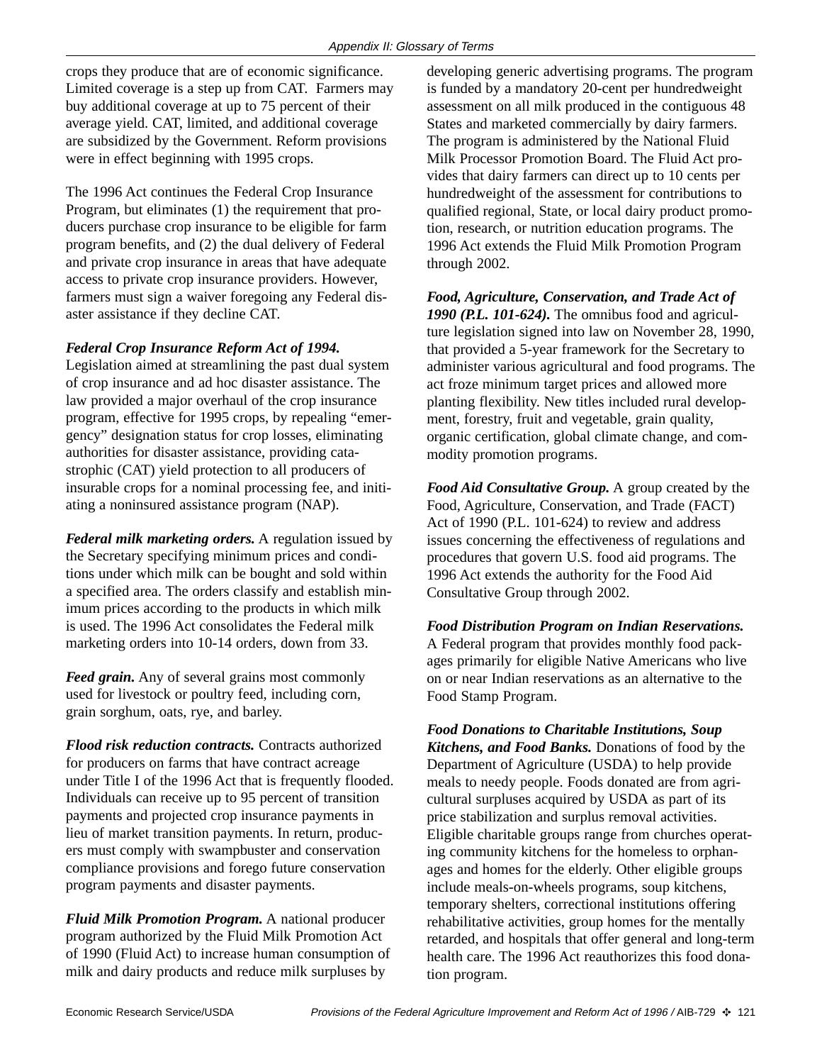crops they produce that are of economic significance. Limited coverage is a step up from CAT. Farmers may buy additional coverage at up to 75 percent of their average yield. CAT, limited, and additional coverage are subsidized by the Government. Reform provisions were in effect beginning with 1995 crops.

The 1996 Act continues the Federal Crop Insurance Program, but eliminates (1) the requirement that producers purchase crop insurance to be eligible for farm program benefits, and (2) the dual delivery of Federal and private crop insurance in areas that have adequate access to private crop insurance providers. However, farmers must sign a waiver foregoing any Federal disaster assistance if they decline CAT.

***Federal Crop Insurance Reform Act of 1994.*** Legislation aimed at streamlining the past dual system of crop insurance and ad hoc disaster assistance. The law provided a major overhaul of the crop insurance program, effective for 1995 crops, by repealing "emergency" designation status for crop losses, eliminating authorities for disaster assistance, providing catastrophic (CAT) yield protection to all producers of insurable crops for a nominal processing fee, and initiating a noninsured assistance program (NAP).

***Federal milk marketing orders.*** A regulation issued by the Secretary specifying minimum prices and conditions under which milk can be bought and sold within a specified area. The orders classify and establish minimum prices according to the products in which milk is used. The 1996 Act consolidates the Federal milk marketing orders into 10-14 orders, down from 33.

***Feed grain.*** Any of several grains most commonly used for livestock or poultry feed, including corn, grain sorghum, oats, rye, and barley.

***Flood risk reduction contracts.*** Contracts authorized for producers on farms that have contract acreage under Title I of the 1996 Act that is frequently flooded. Individuals can receive up to 95 percent of transition payments and projected crop insurance payments in lieu of market transition payments. In return, producers must comply with swampbuster and conservation compliance provisions and forego future conservation program payments and disaster payments.

***Fluid Milk Promotion Program.*** A national producer program authorized by the Fluid Milk Promotion Act of 1990 (Fluid Act) to increase human consumption of milk and dairy products and reduce milk surpluses by developing generic advertising programs. The program is funded by a mandatory 20-cent per hundredweight assessment on all milk produced in the contiguous 48 States and marketed commercially by dairy farmers. The program is administered by the National Fluid Milk Processor Promotion Board. The Fluid Act provides that dairy farmers can direct up to 10 cents per hundredweight of the assessment for contributions to qualified regional, State, or local dairy product promotion, research, or nutrition education programs. The 1996 Act extends the Fluid Milk Promotion Program through 2002.

***Food, Agriculture, Conservation, and Trade Act of 1990 (P.L. 101-624).*** The omnibus food and agriculture legislation signed into law on November 28, 1990, that provided a 5-year framework for the Secretary to administer various agricultural and food programs. The act froze minimum target prices and allowed more planting flexibility. New titles included rural development, forestry, fruit and vegetable, grain quality, organic certification, global climate change, and commodity promotion programs.

***Food Aid Consultative Group.*** A group created by the Food, Agriculture, Conservation, and Trade (FACT) Act of 1990 (P.L. 101-624) to review and address issues concerning the effectiveness of regulations and procedures that govern U.S. food aid programs. The 1996 Act extends the authority for the Food Aid Consultative Group through 2002.

***Food Distribution Program on Indian Reservations.*** A Federal program that provides monthly food packages primarily for eligible Native Americans who live on or near Indian reservations as an alternative to the Food Stamp Program.

***Food Donations to Charitable Institutions, Soup Kitchens, and Food Banks.*** Donations of food by the Department of Agriculture (USDA) to help provide meals to needy people. Foods donated are from agricultural surpluses acquired by USDA as part of its price stabilization and surplus removal activities. Eligible charitable groups range from churches operating community kitchens for the homeless to orphanages and homes for the elderly. Other eligible groups include meals-on-wheels programs, soup kitchens, temporary shelters, correctional institutions offering rehabilitative activities, group homes for the mentally retarded, and hospitals that offer general and long-term health care. The 1996 Act reauthorizes this food donation program.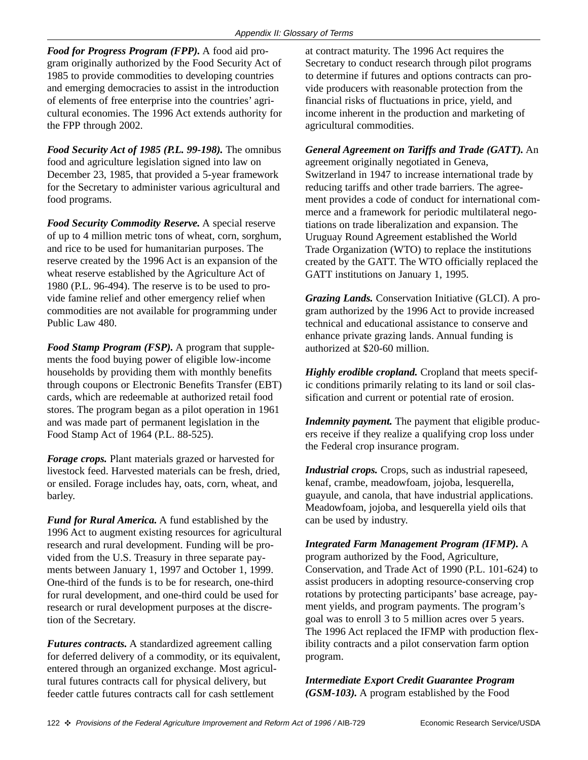***Food for Progress Program (FPP).*** A food aid program originally authorized by the Food Security Act of 1985 to provide commodities to developing countries and emerging democracies to assist in the introduction of elements of free enterprise into the countries' agricultural economies. The 1996 Act extends authority for the FPP through 2002.

***Food Security Act of 1985 (P.L. 99-198).*** The omnibus food and agriculture legislation signed into law on December 23, 1985, that provided a 5-year framework for the Secretary to administer various agricultural and food programs.

***Food Security Commodity Reserve.*** A special reserve of up to 4 million metric tons of wheat, corn, sorghum, and rice to be used for humanitarian purposes. The reserve created by the 1996 Act is an expansion of the wheat reserve established by the Agriculture Act of 1980 (P.L. 96-494). The reserve is to be used to provide famine relief and other emergency relief when commodities are not available for programming under Public Law 480.

***Food Stamp Program (FSP).*** A program that supplements the food buying power of eligible low-income households by providing them with monthly benefits through coupons or Electronic Benefits Transfer (EBT) cards, which are redeemable at authorized retail food stores. The program began as a pilot operation in 1961 and was made part of permanent legislation in the Food Stamp Act of 1964 (P.L. 88-525).

***Forage crops.*** Plant materials grazed or harvested for livestock feed. Harvested materials can be fresh, dried, or ensiled. Forage includes hay, oats, corn, wheat, and barley.

***Fund for Rural America.*** A fund established by the 1996 Act to augment existing resources for agricultural research and rural development. Funding will be provided from the U.S. Treasury in three separate payments between January 1, 1997 and October 1, 1999. One-third of the funds is to be for research, one-third for rural development, and one-third could be used for research or rural development purposes at the discretion of the Secretary.

***Futures contracts.*** A standardized agreement calling for deferred delivery of a commodity, or its equivalent, entered through an organized exchange. Most agricultural futures contracts call for physical delivery, but feeder cattle futures contracts call for cash settlement at contract maturity. The 1996 Act requires the Secretary to conduct research through pilot programs to determine if futures and options contracts can provide producers with reasonable protection from the financial risks of fluctuations in price, yield, and income inherent in the production and marketing of agricultural commodities.

***General Agreement on Tariffs and Trade (GATT).*** An agreement originally negotiated in Geneva, Switzerland in 1947 to increase international trade by reducing tariffs and other trade barriers. The agreement provides a code of conduct for international commerce and a framework for periodic multilateral negotiations on trade liberalization and expansion. The Uruguay Round Agreement established the World Trade Organization (WTO) to replace the institutions created by the GATT. The WTO officially replaced the GATT institutions on January 1, 1995.

***Grazing Lands.*** Conservation Initiative (GLCI). A program authorized by the 1996 Act to provide increased technical and educational assistance to conserve and enhance private grazing lands. Annual funding is authorized at $20-60 million.

***Highly erodible cropland.*** Cropland that meets specific conditions primarily relating to its land or soil classification and current or potential rate of erosion.

***Indemnity payment.*** The payment that eligible producers receive if they realize a qualifying crop loss under the Federal crop insurance program.

***Industrial crops.*** Crops, such as industrial rapeseed, kenaf, crambe, meadowfoam, jojoba, lesquerella, guayule, and canola, that have industrial applications. Meadowfoam, jojoba, and lesquerella yield oils that can be used by industry.

***Integrated Farm Management Program (IFMP).*** A program authorized by the Food, Agriculture, Conservation, and Trade Act of 1990 (P.L. 101-624) to assist producers in adopting resource-conserving crop rotations by protecting participants' base acreage, payment yields, and program payments. The program's goal was to enroll 3 to 5 million acres over 5 years. The 1996 Act replaced the IFMP with production flexibility contracts and a pilot conservation farm option program.

***Intermediate Export Credit Guarantee Program (GSM-103).*** A program established by the Food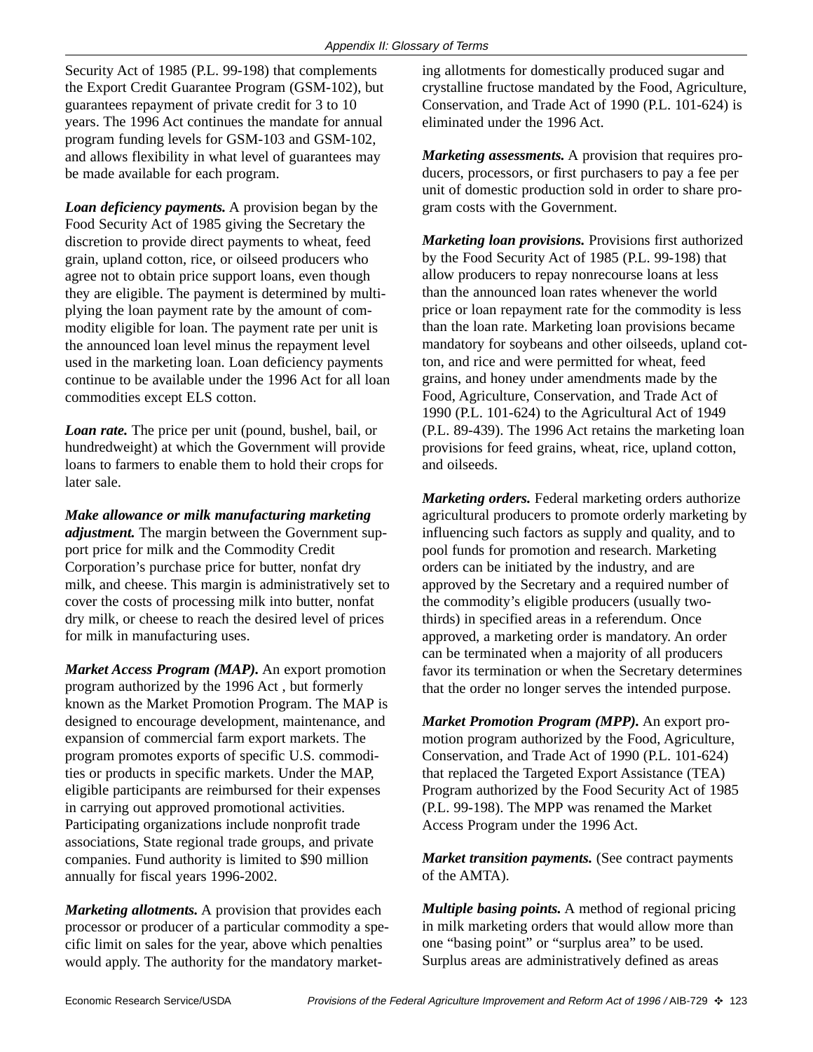Security Act of 1985 (P.L. 99-198) that complements the Export Credit Guarantee Program (GSM-102), but guarantees repayment of private credit for 3 to 10 years. The 1996 Act continues the mandate for annual program funding levels for GSM-103 and GSM-102, and allows flexibility in what level of guarantees may be made available for each program.

***Loan deficiency payments.*** A provision began by the Food Security Act of 1985 giving the Secretary the discretion to provide direct payments to wheat, feed grain, upland cotton, rice, or oilseed producers who agree not to obtain price support loans, even though they are eligible. The payment is determined by multiplying the loan payment rate by the amount of commodity eligible for loan. The payment rate per unit is the announced loan level minus the repayment level used in the marketing loan. Loan deficiency payments continue to be available under the 1996 Act for all loan commodities except ELS cotton.

***Loan rate.*** The price per unit (pound, bushel, bail, or hundredweight) at which the Government will provide loans to farmers to enable them to hold their crops for later sale.

***Make allowance or milk manufacturing marketing adjustment.*** The margin between the Government support price for milk and the Commodity Credit Corporation's purchase price for butter, nonfat dry milk, and cheese. This margin is administratively set to cover the costs of processing milk into butter, nonfat dry milk, or cheese to reach the desired level of prices for milk in manufacturing uses.

***Market Access Program (MAP).*** An export promotion program authorized by the 1996 Act , but formerly known as the Market Promotion Program. The MAP is designed to encourage development, maintenance, and expansion of commercial farm export markets. The program promotes exports of specific U.S. commodities or products in specific markets. Under the MAP, eligible participants are reimbursed for their expenses in carrying out approved promotional activities. Participating organizations include nonprofit trade associations, State regional trade groups, and private companies. Fund authority is limited to $90 million annually for fiscal years 1996-2002.

***Marketing allotments.*** A provision that provides each processor or producer of a particular commodity a specific limit on sales for the year, above which penalties would apply. The authority for the mandatory marketing allotments for domestically produced sugar and crystalline fructose mandated by the Food, Agriculture, Conservation, and Trade Act of 1990 (P.L. 101-624) is eliminated under the 1996 Act.

***Marketing assessments.*** A provision that requires producers, processors, or first purchasers to pay a fee per unit of domestic production sold in order to share program costs with the Government.

***Marketing loan provisions.*** Provisions first authorized by the Food Security Act of 1985 (P.L. 99-198) that allow producers to repay nonrecourse loans at less than the announced loan rates whenever the world price or loan repayment rate for the commodity is less than the loan rate. Marketing loan provisions became mandatory for soybeans and other oilseeds, upland cotton, and rice and were permitted for wheat, feed grains, and honey under amendments made by the Food, Agriculture, Conservation, and Trade Act of 1990 (P.L. 101-624) to the Agricultural Act of 1949 (P.L. 89-439). The 1996 Act retains the marketing loan provisions for feed grains, wheat, rice, upland cotton, and oilseeds.

***Marketing orders.*** Federal marketing orders authorize agricultural producers to promote orderly marketing by influencing such factors as supply and quality, and to pool funds for promotion and research. Marketing orders can be initiated by the industry, and are approved by the Secretary and a required number of the commodity's eligible producers (usually two-thirds) in specified areas in a referendum. Once approved, a marketing order is mandatory. An order can be terminated when a majority of all producers favor its termination or when the Secretary determines that the order no longer serves the intended purpose.

***Market Promotion Program (MPP).*** An export promotion program authorized by the Food, Agriculture, Conservation, and Trade Act of 1990 (P.L. 101-624) that replaced the Targeted Export Assistance (TEA) Program authorized by the Food Security Act of 1985 (P.L. 99-198). The MPP was renamed the Market Access Program under the 1996 Act.

***Market transition payments.*** (See contract payments of the AMTA).

***Multiple basing points.*** A method of regional pricing in milk marketing orders that would allow more than one "basing point" or "surplus area" to be used. Surplus areas are administratively defined as areas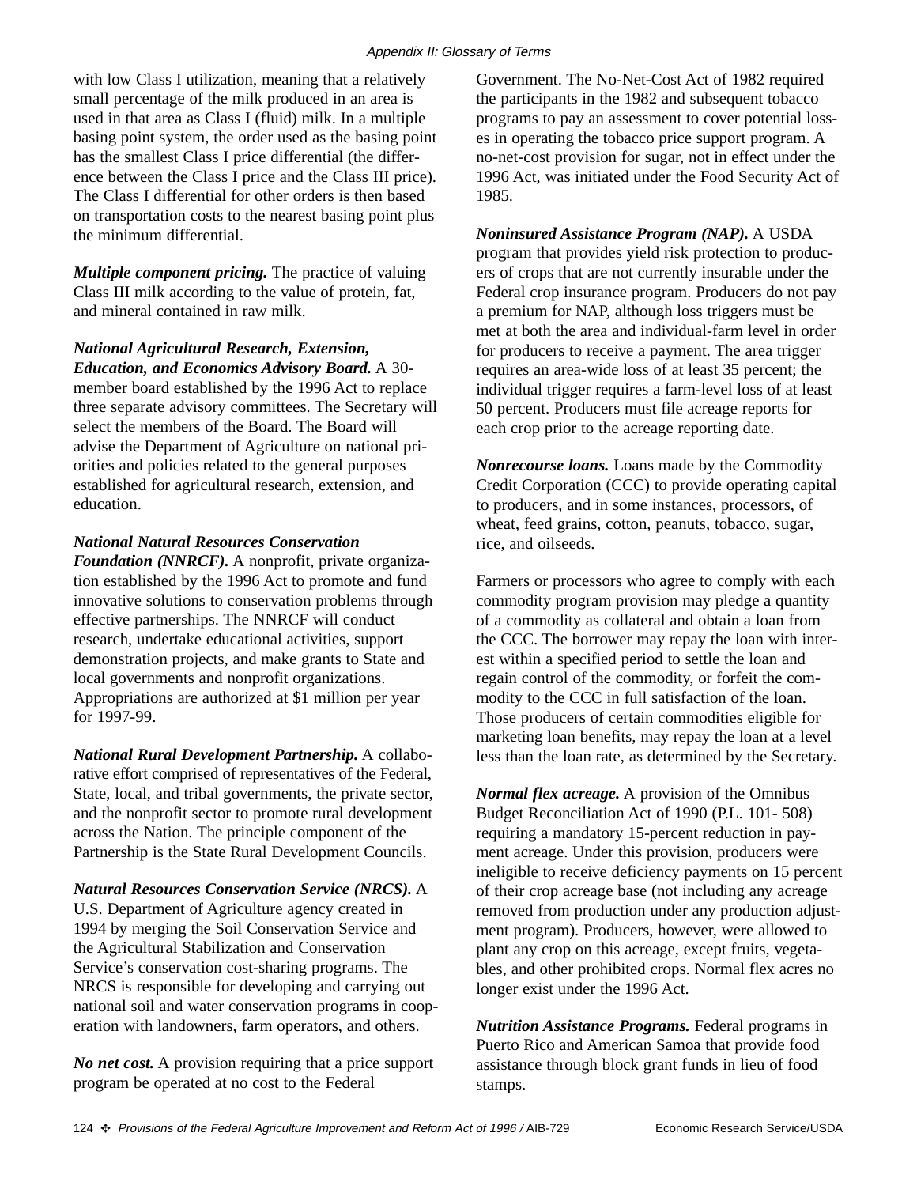with low Class I utilization, meaning that a relatively small percentage of the milk produced in an area is used in that area as Class I (fluid) milk. In a multiple basing point system, the order used as the basing point has the smallest Class I price differential (the difference between the Class I price and the Class III price). The Class I differential for other orders is then based on transportation costs to the nearest basing point plus the minimum differential.

***Multiple component pricing.*** The practice of valuing Class III milk according to the value of protein, fat, and mineral contained in raw milk.

***National Agricultural Research, Extension, Education, and Economics Advisory Board.*** A 30-member board established by the 1996 Act to replace three separate advisory committees. The Secretary will select the members of the Board. The Board will advise the Department of Agriculture on national priorities and policies related to the general purposes established for agricultural research, extension, and education.

***National Natural Resources Conservation Foundation (NNRCF).*** A nonprofit, private organization established by the 1996 Act to promote and fund innovative solutions to conservation problems through effective partnerships. The NNRCF will conduct research, undertake educational activities, support demonstration projects, and make grants to State and local governments and nonprofit organizations. Appropriations are authorized at $1 million per year for 1997-99.

***National Rural Development Partnership.*** A collaborative effort comprised of representatives of the Federal, State, local, and tribal governments, the private sector, and the nonprofit sector to promote rural development across the Nation. The principle component of the Partnership is the State Rural Development Councils.

***Natural Resources Conservation Service (NRCS).*** A U.S. Department of Agriculture agency created in 1994 by merging the Soil Conservation Service and the Agricultural Stabilization and Conservation Service's conservation cost-sharing programs. The NRCS is responsible for developing and carrying out national soil and water conservation programs in cooperation with landowners, farm operators, and others.

***No net cost.*** A provision requiring that a price support program be operated at no cost to the Federal Government. The No-Net-Cost Act of 1982 required the participants in the 1982 and subsequent tobacco programs to pay an assessment to cover potential losses in operating the tobacco price support program. A no-net-cost provision for sugar, not in effect under the 1996 Act, was initiated under the Food Security Act of 1985.

***Noninsured Assistance Program (NAP).*** A USDA program that provides yield risk protection to producers of crops that are not currently insurable under the Federal crop insurance program. Producers do not pay a premium for NAP, although loss triggers must be met at both the area and individual-farm level in order for producers to receive a payment. The area trigger requires an area-wide loss of at least 35 percent; the individual trigger requires a farm-level loss of at least 50 percent. Producers must file acreage reports for each crop prior to the acreage reporting date.

***Nonrecourse loans.*** Loans made by the Commodity Credit Corporation (CCC) to provide operating capital to producers, and in some instances, processors, of wheat, feed grains, cotton, peanuts, tobacco, sugar, rice, and oilseeds.

Farmers or processors who agree to comply with each commodity program provision may pledge a quantity of a commodity as collateral and obtain a loan from the CCC. The borrower may repay the loan with interest within a specified period to settle the loan and regain control of the commodity, or forfeit the commodity to the CCC in full satisfaction of the loan. Those producers of certain commodities eligible for marketing loan benefits, may repay the loan at a level less than the loan rate, as determined by the Secretary.

***Normal flex acreage.*** A provision of the Omnibus Budget Reconciliation Act of 1990 (P.L. 101- 508) requiring a mandatory 15-percent reduction in payment acreage. Under this provision, producers were ineligible to receive deficiency payments on 15 percent of their crop acreage base (not including any acreage removed from production under any production adjustment program). Producers, however, were allowed to plant any crop on this acreage, except fruits, vegetables, and other prohibited crops. Normal flex acres no longer exist under the 1996 Act.

***Nutrition Assistance Programs.*** Federal programs in Puerto Rico and American Samoa that provide food assistance through block grant funds in lieu of food stamps.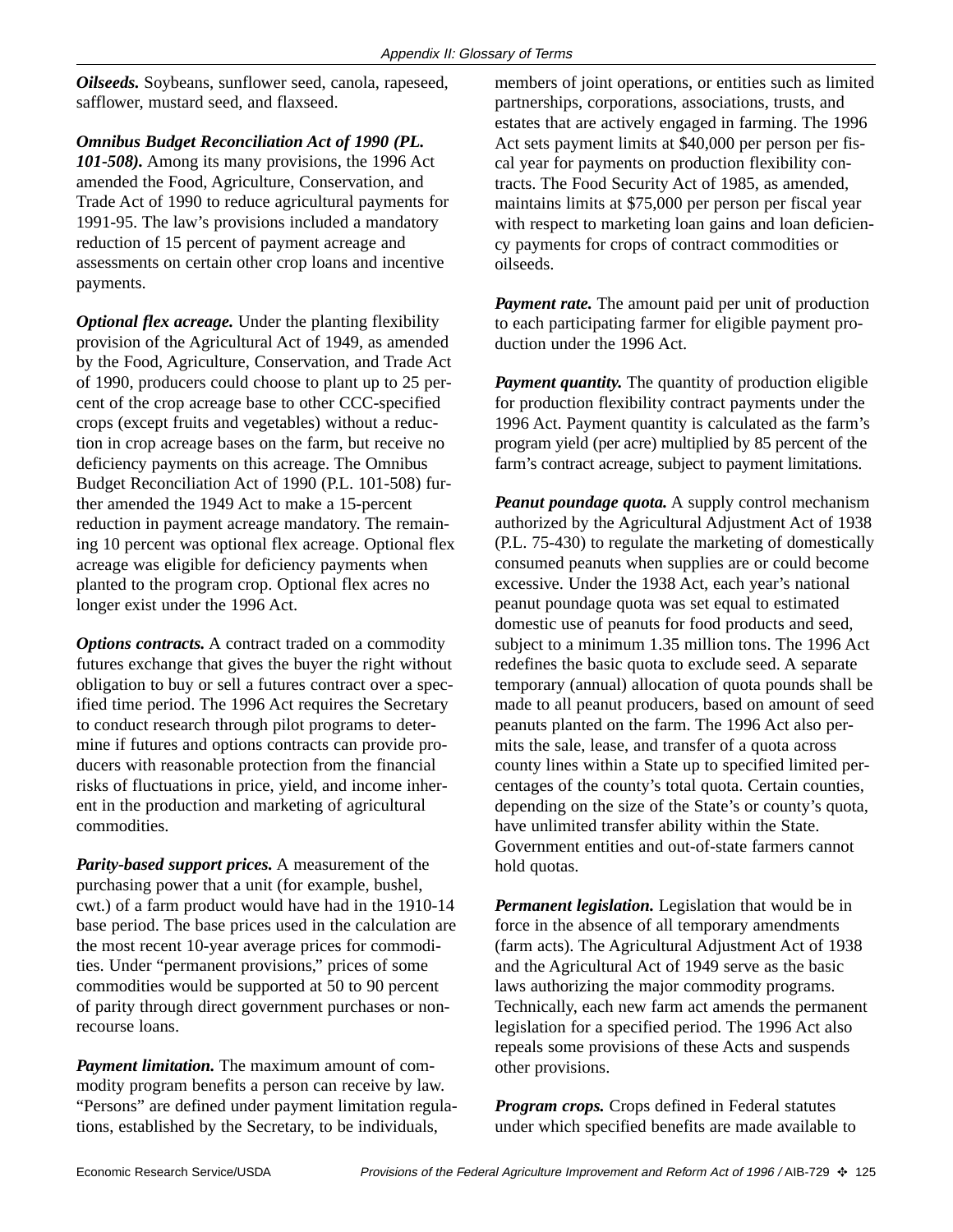***Oilseeds.*** Soybeans, sunflower seed, canola, rapeseed, safflower, mustard seed, and flaxseed.

***Omnibus Budget Reconciliation Act of 1990 (PL. 101-508).*** Among its many provisions, the 1996 Act amended the Food, Agriculture, Conservation, and Trade Act of 1990 to reduce agricultural payments for 1991-95. The law's provisions included a mandatory reduction of 15 percent of payment acreage and assessments on certain other crop loans and incentive payments.

***Optional flex acreage.*** Under the planting flexibility provision of the Agricultural Act of 1949, as amended by the Food, Agriculture, Conservation, and Trade Act of 1990, producers could choose to plant up to 25 percent of the crop acreage base to other CCC-specified crops (except fruits and vegetables) without a reduction in crop acreage bases on the farm, but receive no deficiency payments on this acreage. The Omnibus Budget Reconciliation Act of 1990 (P.L. 101-508) further amended the 1949 Act to make a 15-percent reduction in payment acreage mandatory. The remaining 10 percent was optional flex acreage. Optional flex acreage was eligible for deficiency payments when planted to the program crop. Optional flex acres no longer exist under the 1996 Act.

***Options contracts.*** A contract traded on a commodity futures exchange that gives the buyer the right without obligation to buy or sell a futures contract over a specified time period. The 1996 Act requires the Secretary to conduct research through pilot programs to determine if futures and options contracts can provide producers with reasonable protection from the financial risks of fluctuations in price, yield, and income inherent in the production and marketing of agricultural commodities.

***Parity-based support prices.*** A measurement of the purchasing power that a unit (for example, bushel, cwt.) of a farm product would have had in the 1910-14 base period. The base prices used in the calculation are the most recent 10-year average prices for commodities. Under "permanent provisions," prices of some commodities would be supported at 50 to 90 percent of parity through direct government purchases or nonrecourse loans.

***Payment limitation.*** The maximum amount of commodity program benefits a person can receive by law. "Persons" are defined under payment limitation regulations, established by the Secretary, to be individuals, members of joint operations, or entities such as limited partnerships, corporations, associations, trusts, and estates that are actively engaged in farming. The 1996 Act sets payment limits at $40,000 per person per fiscal year for payments on production flexibility contracts. The Food Security Act of 1985, as amended, maintains limits at $75,000 per person per fiscal year with respect to marketing loan gains and loan deficiency payments for crops of contract commodities or oilseeds.

***Payment rate.*** The amount paid per unit of production to each participating farmer for eligible payment production under the 1996 Act.

***Payment quantity.*** The quantity of production eligible for production flexibility contract payments under the 1996 Act. Payment quantity is calculated as the farm's program yield (per acre) multiplied by 85 percent of the farm's contract acreage, subject to payment limitations.

***Peanut poundage quota.*** A supply control mechanism authorized by the Agricultural Adjustment Act of 1938 (P.L. 75-430) to regulate the marketing of domestically consumed peanuts when supplies are or could become excessive. Under the 1938 Act, each year's national peanut poundage quota was set equal to estimated domestic use of peanuts for food products and seed, subject to a minimum 1.35 million tons. The 1996 Act redefines the basic quota to exclude seed. A separate temporary (annual) allocation of quota pounds shall be made to all peanut producers, based on amount of seed peanuts planted on the farm. The 1996 Act also permits the sale, lease, and transfer of a quota across county lines within a State up to specified limited percentages of the county's total quota. Certain counties, depending on the size of the State's or county's quota, have unlimited transfer ability within the State. Government entities and out-of-state farmers cannot hold quotas.

***Permanent legislation.*** Legislation that would be in force in the absence of all temporary amendments (farm acts). The Agricultural Adjustment Act of 1938 and the Agricultural Act of 1949 serve as the basic laws authorizing the major commodity programs. Technically, each new farm act amends the permanent legislation for a specified period. The 1996 Act also repeals some provisions of these Acts and suspends other provisions.

***Program crops.*** Crops defined in Federal statutes under which specified benefits are made available to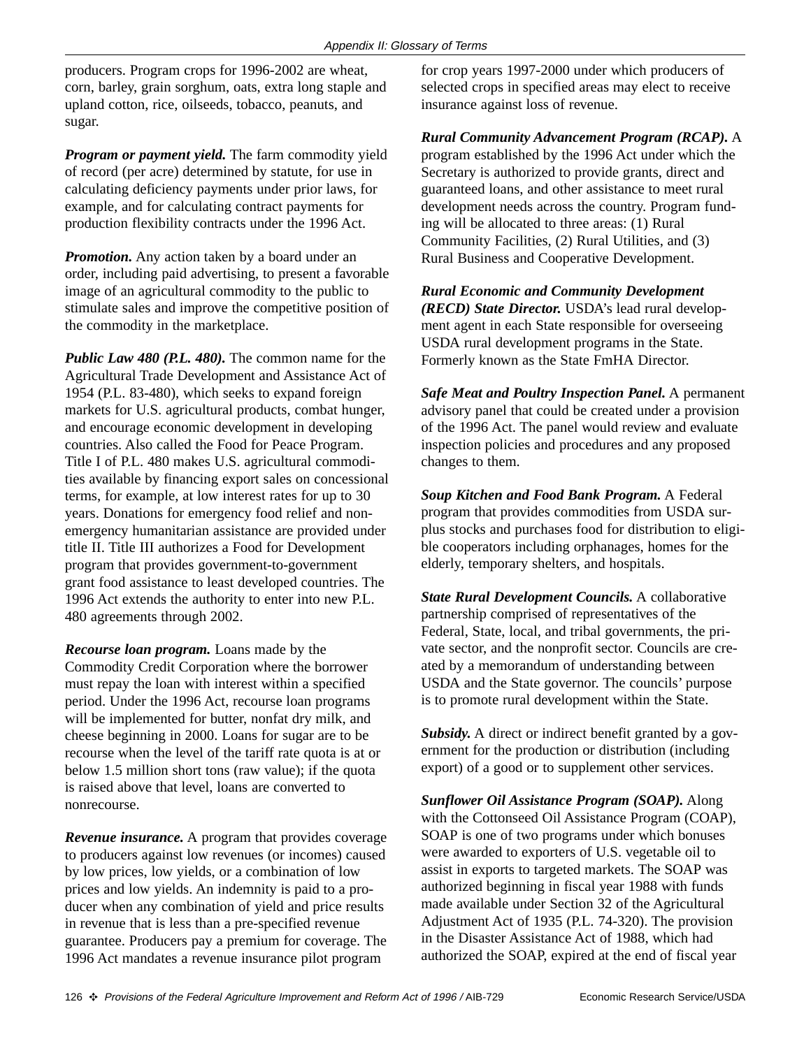producers. Program crops for 1996-2002 are wheat, corn, barley, grain sorghum, oats, extra long staple and upland cotton, rice, oilseeds, tobacco, peanuts, and sugar.

***Program or payment yield.*** The farm commodity yield of record (per acre) determined by statute, for use in calculating deficiency payments under prior laws, for example, and for calculating contract payments for production flexibility contracts under the 1996 Act.

***Promotion.*** Any action taken by a board under an order, including paid advertising, to present a favorable image of an agricultural commodity to the public to stimulate sales and improve the competitive position of the commodity in the marketplace.

***Public Law 480 (P.L. 480).*** The common name for the Agricultural Trade Development and Assistance Act of 1954 (P.L. 83-480), which seeks to expand foreign markets for U.S. agricultural products, combat hunger, and encourage economic development in developing countries. Also called the Food for Peace Program. Title I of P.L. 480 makes U.S. agricultural commodities available by financing export sales on concessional terms, for example, at low interest rates for up to 30 years. Donations for emergency food relief and nonemergency humanitarian assistance are provided under title II. Title III authorizes a Food for Development program that provides government-to-government grant food assistance to least developed countries. The 1996 Act extends the authority to enter into new P.L. 480 agreements through 2002.

***Recourse loan program.*** Loans made by the Commodity Credit Corporation where the borrower must repay the loan with interest within a specified period. Under the 1996 Act, recourse loan programs will be implemented for butter, nonfat dry milk, and cheese beginning in 2000. Loans for sugar are to be recourse when the level of the tariff rate quota is at or below 1.5 million short tons (raw value); if the quota is raised above that level, loans are converted to nonrecourse.

***Revenue insurance.*** A program that provides coverage to producers against low revenues (or incomes) caused by low prices, low yields, or a combination of low prices and low yields. An indemnity is paid to a producer when any combination of yield and price results in revenue that is less than a pre-specified revenue guarantee. Producers pay a premium for coverage. The 1996 Act mandates a revenue insurance pilot program for crop years 1997-2000 under which producers of selected crops in specified areas may elect to receive insurance against loss of revenue.

***Rural Community Advancement Program (RCAP).*** A program established by the 1996 Act under which the Secretary is authorized to provide grants, direct and guaranteed loans, and other assistance to meet rural development needs across the country. Program funding will be allocated to three areas: (1) Rural Community Facilities, (2) Rural Utilities, and (3) Rural Business and Cooperative Development.

***Rural Economic and Community Development (RECD) State Director.*** USDA's lead rural development agent in each State responsible for overseeing USDA rural development programs in the State. Formerly known as the State FmHA Director.

***Safe Meat and Poultry Inspection Panel.*** A permanent advisory panel that could be created under a provision of the 1996 Act. The panel would review and evaluate inspection policies and procedures and any proposed changes to them.

***Soup Kitchen and Food Bank Program.*** A Federal program that provides commodities from USDA surplus stocks and purchases food for distribution to eligible cooperators including orphanages, homes for the elderly, temporary shelters, and hospitals.

***State Rural Development Councils.*** A collaborative partnership comprised of representatives of the Federal, State, local, and tribal governments, the private sector, and the nonprofit sector. Councils are created by a memorandum of understanding between USDA and the State governor. The councils' purpose is to promote rural development within the State.

***Subsidy.*** A direct or indirect benefit granted by a government for the production or distribution (including export) of a good or to supplement other services.

***Sunflower Oil Assistance Program (SOAP).*** Along with the Cottonseed Oil Assistance Program (COAP), SOAP is one of two programs under which bonuses were awarded to exporters of U.S. vegetable oil to assist in exports to targeted markets. The SOAP was authorized beginning in fiscal year 1988 with funds made available under Section 32 of the Agricultural Adjustment Act of 1935 (P.L. 74-320). The provision in the Disaster Assistance Act of 1988, which had authorized the SOAP, expired at the end of fiscal year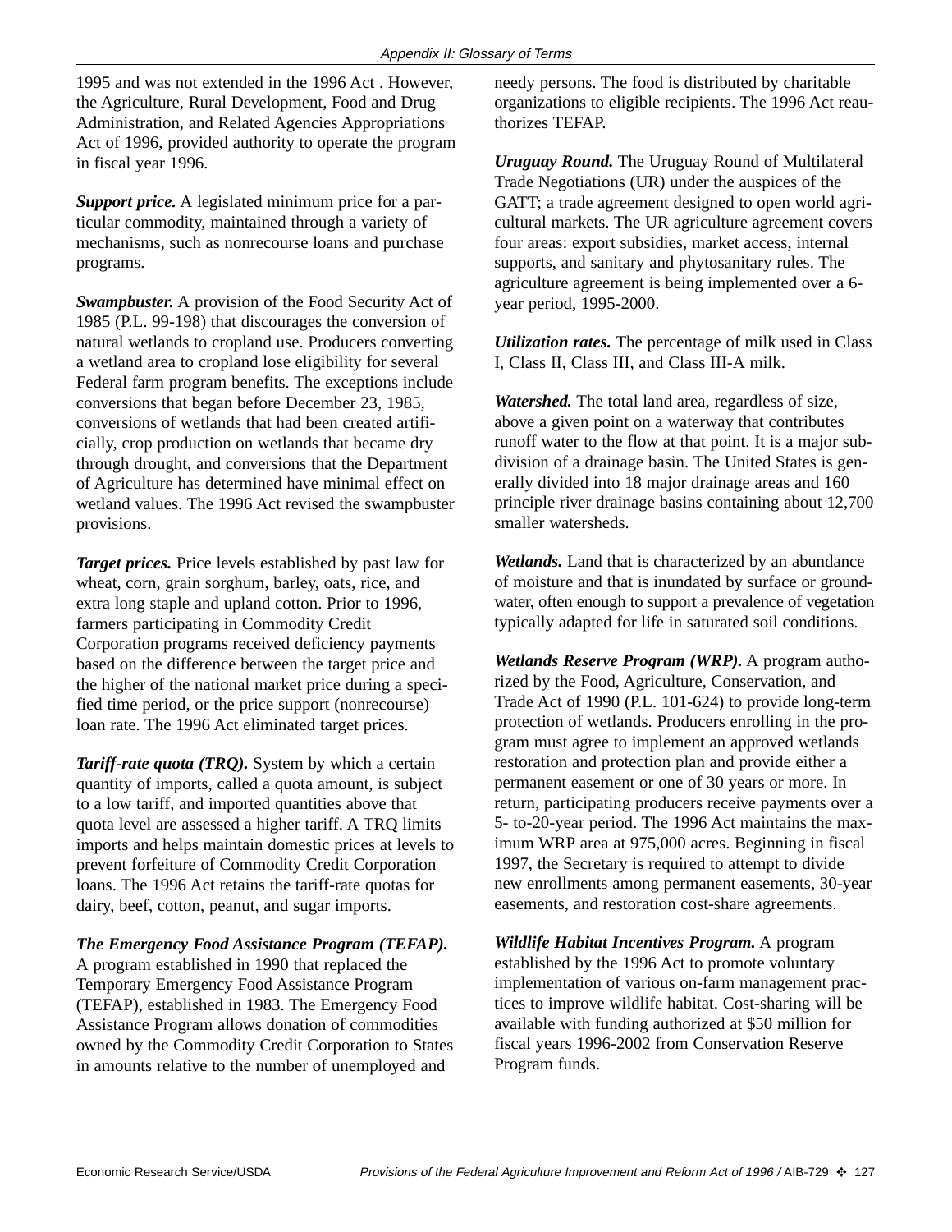1995 and was not extended in the 1996 Act . However, the Agriculture, Rural Development, Food and Drug Administration, and Related Agencies Appropriations Act of 1996, provided authority to operate the program in fiscal year 1996.

***Support price.*** A legislated minimum price for a particular commodity, maintained through a variety of mechanisms, such as nonrecourse loans and purchase programs.

***Swampbuster.*** A provision of the Food Security Act of 1985 (P.L. 99-198) that discourages the conversion of natural wetlands to cropland use. Producers converting a wetland area to cropland lose eligibility for several Federal farm program benefits. The exceptions include conversions that began before December 23, 1985, conversions of wetlands that had been created artificially, crop production on wetlands that became dry through drought, and conversions that the Department of Agriculture has determined have minimal effect on wetland values. The 1996 Act revised the swampbuster provisions.

***Target prices.*** Price levels established by past law for wheat, corn, grain sorghum, barley, oats, rice, and extra long staple and upland cotton. Prior to 1996, farmers participating in Commodity Credit Corporation programs received deficiency payments based on the difference between the target price and the higher of the national market price during a specified time period, or the price support (nonrecourse) loan rate. The 1996 Act eliminated target prices.

***Tariff-rate quota (TRQ).*** System by which a certain quantity of imports, called a quota amount, is subject to a low tariff, and imported quantities above that quota level are assessed a higher tariff. A TRQ limits imports and helps maintain domestic prices at levels to prevent forfeiture of Commodity Credit Corporation loans. The 1996 Act retains the tariff-rate quotas for dairy, beef, cotton, peanut, and sugar imports.

***The Emergency Food Assistance Program (TEFAP).*** A program established in 1990 that replaced the Temporary Emergency Food Assistance Program (TEFAP), established in 1983. The Emergency Food Assistance Program allows donation of commodities owned by the Commodity Credit Corporation to States in amounts relative to the number of unemployed and needy persons. The food is distributed by charitable organizations to eligible recipients. The 1996 Act reauthorizes TEFAP.

***Uruguay Round.*** The Uruguay Round of Multilateral Trade Negotiations (UR) under the auspices of the GATT; a trade agreement designed to open world agricultural markets. The UR agriculture agreement covers four areas: export subsidies, market access, internal supports, and sanitary and phytosanitary rules. The agriculture agreement is being implemented over a 6-year period, 1995-2000.

***Utilization rates.*** The percentage of milk used in Class I, Class II, Class III, and Class III-A milk.

***Watershed.*** The total land area, regardless of size, above a given point on a waterway that contributes runoff water to the flow at that point. It is a major subdivision of a drainage basin. The United States is generally divided into 18 major drainage areas and 160 principle river drainage basins containing about 12,700 smaller watersheds.

***Wetlands.*** Land that is characterized by an abundance of moisture and that is inundated by surface or groundwater, often enough to support a prevalence of vegetation typically adapted for life in saturated soil conditions.

***Wetlands Reserve Program (WRP).*** A program authorized by the Food, Agriculture, Conservation, and Trade Act of 1990 (P.L. 101-624) to provide long-term protection of wetlands. Producers enrolling in the program must agree to implement an approved wetlands restoration and protection plan and provide either a permanent easement or one of 30 years or more. In return, participating producers receive payments over a 5- to-20-year period. The 1996 Act maintains the maximum WRP area at 975,000 acres. Beginning in fiscal 1997, the Secretary is required to attempt to divide new enrollments among permanent easements, 30-year easements, and restoration cost-share agreements.

***Wildlife Habitat Incentives Program.*** A program established by the 1996 Act to promote voluntary implementation of various on-farm management practices to improve wildlife habitat. Cost-sharing will be available with funding authorized at $50 million for fiscal years 1996-2002 from Conservation Reserve Program funds.